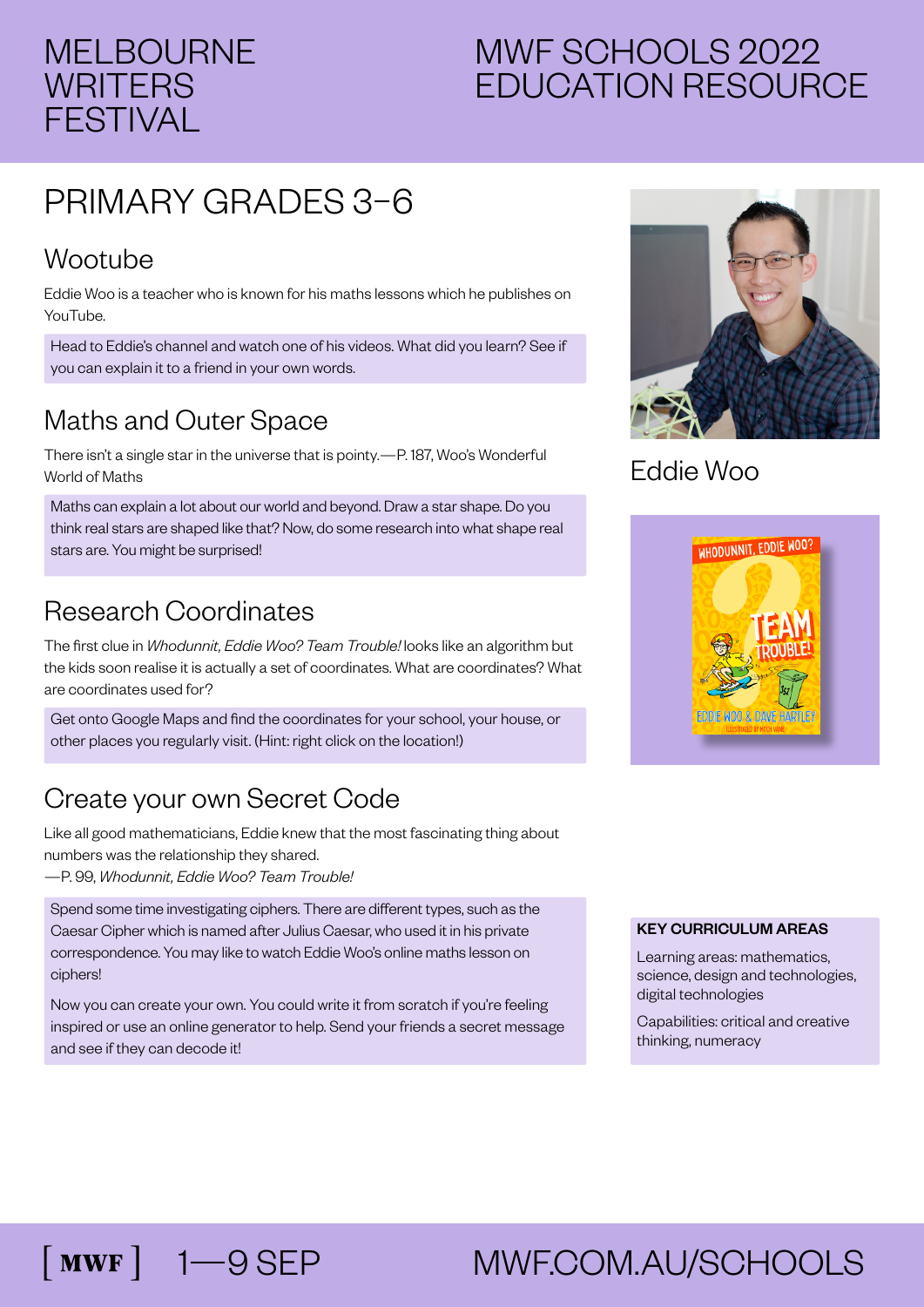# MELBOURNE WRITERS FESTIVAL

# MWF SCHOOLS 2022 EDUCATION RESOURCE

## PRIMARY GRADES 3–6

### Wootube

Eddie Woo is a teacher who is known for his maths lessons which he publishes on YouTube.

Head to Eddie's channel and watch one of his videos. What did you learn? See if you can explain it to a friend in your own words.

### Maths and Outer Space

There isn't a single star in the universe that is pointy.—P. 187, Woo's Wonderful World of Maths

Maths can explain a lot about our world and beyond. Draw a star shape. Do you think real stars are shaped like that? Now, do some research into what shape real stars are. You might be surprised!

### Research Coordinates

The first clue in *Whodunnit, Eddie Woo? Team Trouble!* looks like an algorithm but the kids soon realise it is actually a set of coordinates. What are coordinates? What are coordinates used for?

Get onto Google Maps and find the coordinates for your school, your house, or other places you regularly visit. (Hint: right click on the location!)

### Create your own Secret Code

Like all good mathematicians, Eddie knew that the most fascinating thing about numbers was the relationship they shared.
—P. 99, *Whodunnit, Eddie Woo? Team Trouble!*

Spend some time investigating ciphers. There are different types, such as the Caesar Cipher which is named after Julius Caesar, who used it in his private correspondence. You may like to watch Eddie Woo's online maths lesson on ciphers!

Now you can create your own. You could write it from scratch if you're feeling inspired or use an online generator to help. Send your friends a secret message and see if they can decode it!

Eddie Woo

**KEY CURRICULUM AREAS**

Learning areas: mathematics, science, design and technologies, digital technologies

Capabilities: critical and creative thinking, numeracy

[ MWF ] 1—9 SEP MWF.COM.AU/SCHOOLS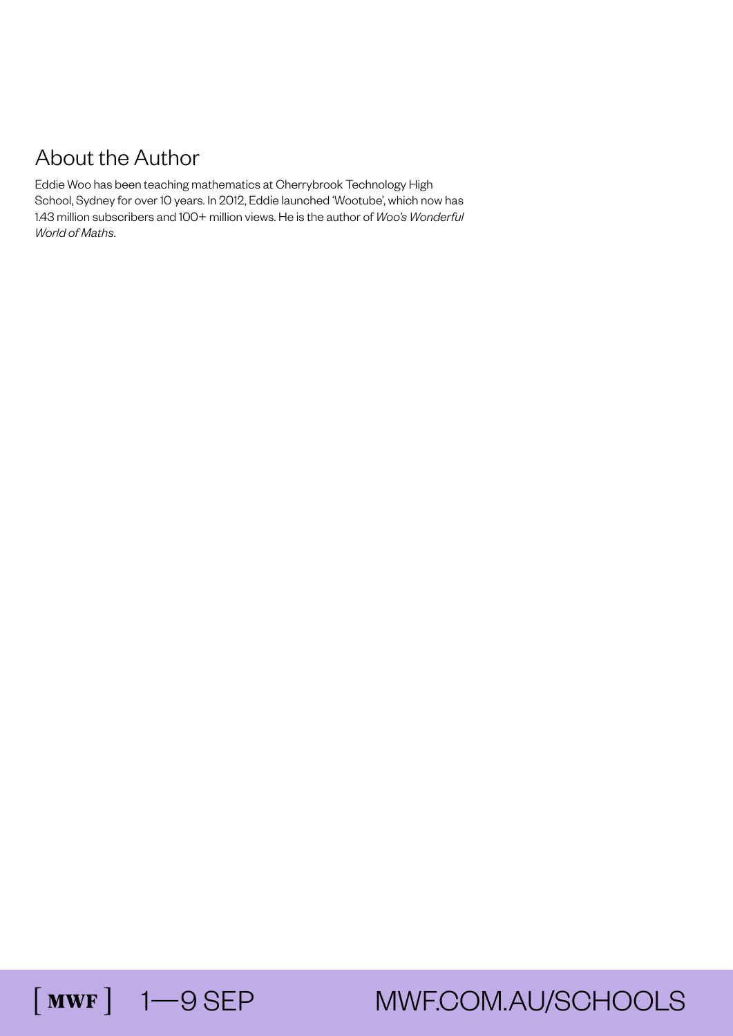## About the Author

Eddie Woo has been teaching mathematics at Cherrybrook Technology High School, Sydney for over 10 years. In 2012, Eddie launched 'Wootube', which now has 1.43 million subscribers and 100+ million views. He is the author of *Woo's Wonderful World of Maths*.